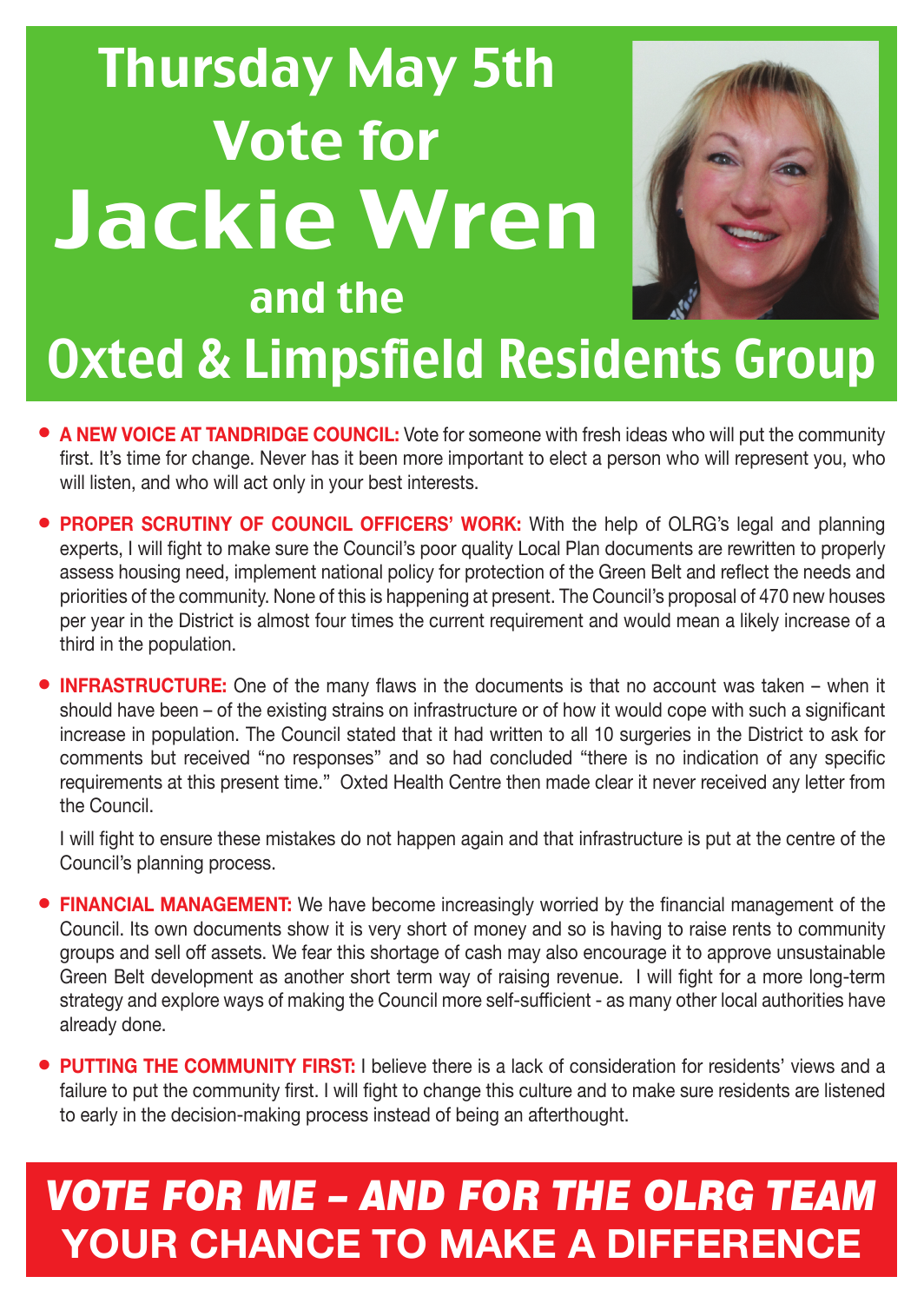# Thursday May 5th Vote for Jackie Wren and the Oxted & Limpsfield Residents Group

- **A NEW VOICE AT TANDRIDGE COUNCIL:** Vote for someone with fresh ideas who will put the community first. It's time for change. Never has it been more important to elect a person who will represent you, who will listen, and who will act only in your best interests.

- **PROPER SCRUTINY OF COUNCIL OFFICERS' WORK:** With the help of OLRG's legal and planning experts, I will fight to make sure the Council's poor quality Local Plan documents are rewritten to properly assess housing need, implement national policy for protection of the Green Belt and reflect the needs and priorities of the community. None of this is happening at present. The Council's proposal of 470 new houses per year in the District is almost four times the current requirement and would mean a likely increase of a third in the population.

- **INFRASTRUCTURE:** One of the many flaws in the documents is that no account was taken – when it should have been – of the existing strains on infrastructure or of how it would cope with such a significant increase in population. The Council stated that it had written to all 10 surgeries in the District to ask for comments but received "no responses" and so had concluded "there is no indication of any specific requirements at this present time." Oxted Health Centre then made clear it never received any letter from the Council.

  I will fight to ensure these mistakes do not happen again and that infrastructure is put at the centre of the Council's planning process.

- **FINANCIAL MANAGEMENT:** We have become increasingly worried by the financial management of the Council. Its own documents show it is very short of money and so is having to raise rents to community groups and sell off assets. We fear this shortage of cash may also encourage it to approve unsustainable Green Belt development as another short term way of raising revenue. I will fight for a more long-term strategy and explore ways of making the Council more self-sufficient - as many other local authorities have already done.

- **PUTTING THE COMMUNITY FIRST:** I believe there is a lack of consideration for residents' views and a failure to put the community first. I will fight to change this culture and to make sure residents are listened to early in the decision-making process instead of being an afterthought.

## *VOTE FOR ME – AND FOR THE OLRG TEAM*
## YOUR CHANCE TO MAKE A DIFFERENCE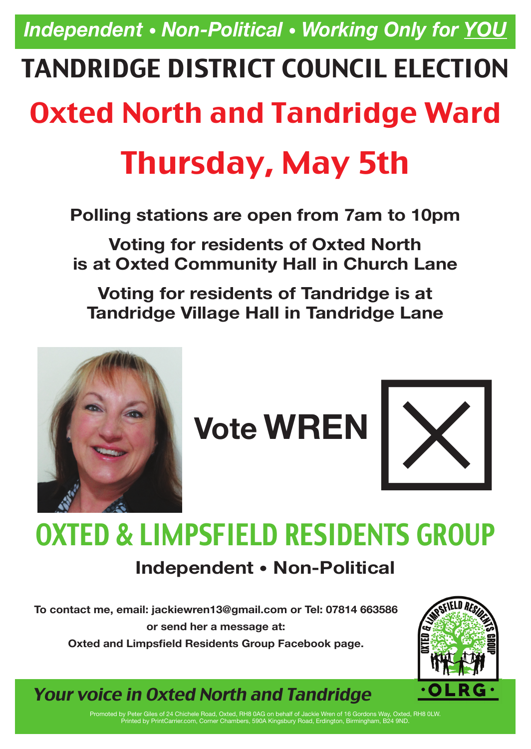*Independent • Non-Political • Working Only for YOU*

# TANDRIDGE DISTRICT COUNCIL ELECTION

## Oxted North and Tandridge Ward

## Thursday, May 5th

**Polling stations are open from 7am to 10pm**

**Voting for residents of Oxted North is at Oxted Community Hall in Church Lane**

**Voting for residents of Tandridge is at Tandridge Village Hall in Tandridge Lane**

**Vote WREN**

# OXTED & LIMPSFIELD RESIDENTS GROUP

**Independent • Non-Political**

**To contact me, email: jackiewren13@gmail.com or Tel: 07814 663586**
**or send her a message at:**
**Oxted and Limpsfield Residents Group Facebook page.**

OXTED & LIMPSFIELD RESIDENTS GROUP
·OLRG·

*Your voice in Oxted North and Tandridge*

Promoted by Peter Giles of 24 Chichele Road, Oxted, RH8 0AG on behalf of Jackie Wren of 16 Gordons Way, Oxted, RH8 0LW.
Printed by PrintCarrier.com, Corner Chambers, 590A Kingsbury Road, Erdington, Birmingham, B24 9ND.